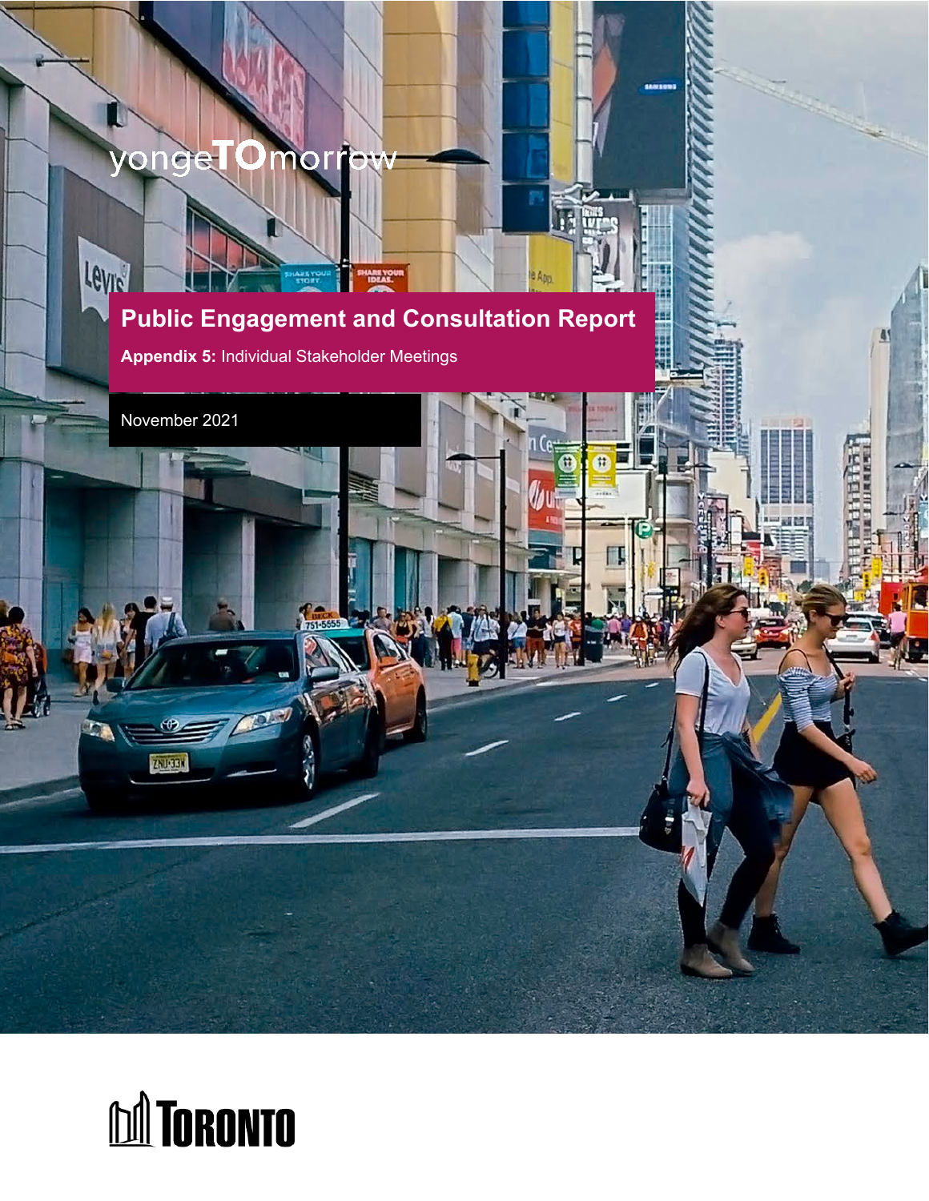yongeTOmorrow

# Public Engagement and Consultation Report

**Appendix 5:** Individual Stakeholder Meetings

November 2021

TORONTO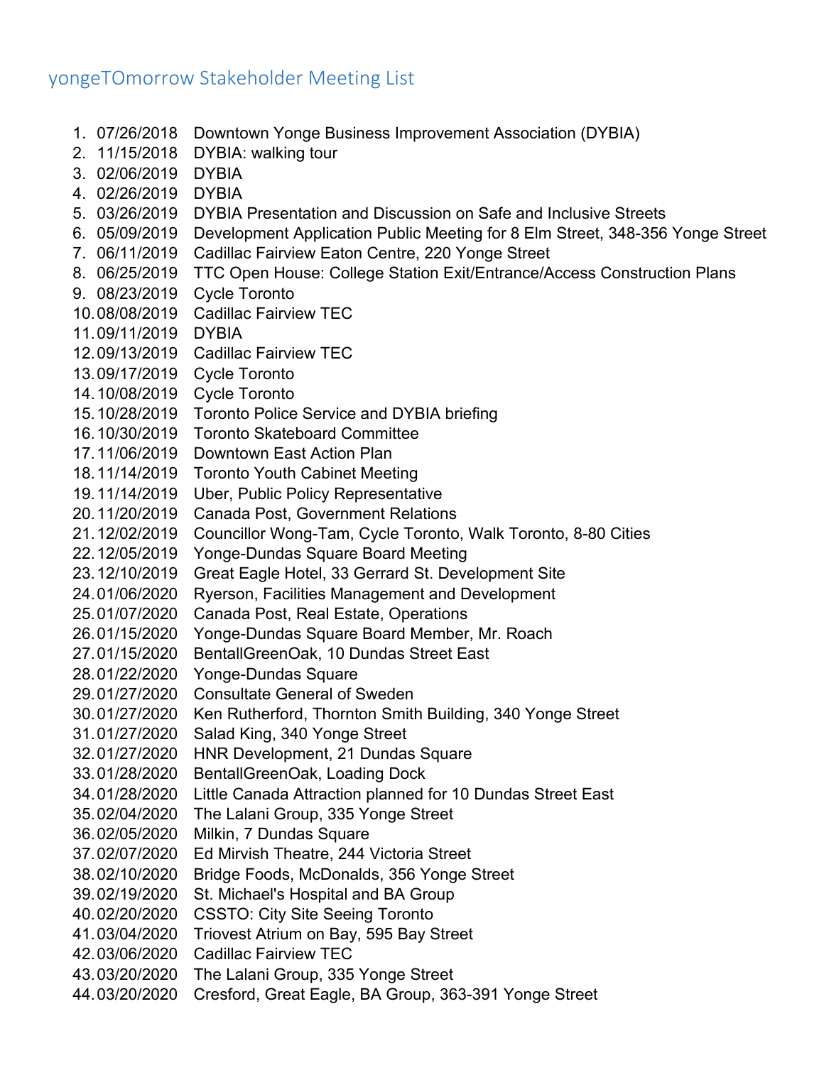# yongeTOmorrow Stakeholder Meeting List

1. 07/26/2018 Downtown Yonge Business Improvement Association (DYBIA)
2. 11/15/2018 DYBIA: walking tour
3. 02/06/2019 DYBIA
4. 02/26/2019 DYBIA
5. 03/26/2019 DYBIA Presentation and Discussion on Safe and Inclusive Streets
6. 05/09/2019 Development Application Public Meeting for 8 Elm Street, 348-356 Yonge Street
7. 06/11/2019 Cadillac Fairview Eaton Centre, 220 Yonge Street
8. 06/25/2019 TTC Open House: College Station Exit/Entrance/Access Construction Plans
9. 08/23/2019 Cycle Toronto
10. 08/08/2019 Cadillac Fairview TEC
11. 09/11/2019 DYBIA
12. 09/13/2019 Cadillac Fairview TEC
13. 09/17/2019 Cycle Toronto
14. 10/08/2019 Cycle Toronto
15. 10/28/2019 Toronto Police Service and DYBIA briefing
16. 10/30/2019 Toronto Skateboard Committee
17. 11/06/2019 Downtown East Action Plan
18. 11/14/2019 Toronto Youth Cabinet Meeting
19. 11/14/2019 Uber, Public Policy Representative
20. 11/20/2019 Canada Post, Government Relations
21. 12/02/2019 Councillor Wong-Tam, Cycle Toronto, Walk Toronto, 8-80 Cities
22. 12/05/2019 Yonge-Dundas Square Board Meeting
23. 12/10/2019 Great Eagle Hotel, 33 Gerrard St. Development Site
24. 01/06/2020 Ryerson, Facilities Management and Development
25. 01/07/2020 Canada Post, Real Estate, Operations
26. 01/15/2020 Yonge-Dundas Square Board Member, Mr. Roach
27. 01/15/2020 BentallGreenOak, 10 Dundas Street East
28. 01/22/2020 Yonge-Dundas Square
29. 01/27/2020 Consultate General of Sweden
30. 01/27/2020 Ken Rutherford, Thornton Smith Building, 340 Yonge Street
31. 01/27/2020 Salad King, 340 Yonge Street
32. 01/27/2020 HNR Development, 21 Dundas Square
33. 01/28/2020 BentallGreenOak, Loading Dock
34. 01/28/2020 Little Canada Attraction planned for 10 Dundas Street East
35. 02/04/2020 The Lalani Group, 335 Yonge Street
36. 02/05/2020 Milkin, 7 Dundas Square
37. 02/07/2020 Ed Mirvish Theatre, 244 Victoria Street
38. 02/10/2020 Bridge Foods, McDonalds, 356 Yonge Street
39. 02/19/2020 St. Michael's Hospital and BA Group
40. 02/20/2020 CSSTO: City Site Seeing Toronto
41. 03/04/2020 Triovest Atrium on Bay, 595 Bay Street
42. 03/06/2020 Cadillac Fairview TEC
43. 03/20/2020 The Lalani Group, 335 Yonge Street
44. 03/20/2020 Cresford, Great Eagle, BA Group, 363-391 Yonge Street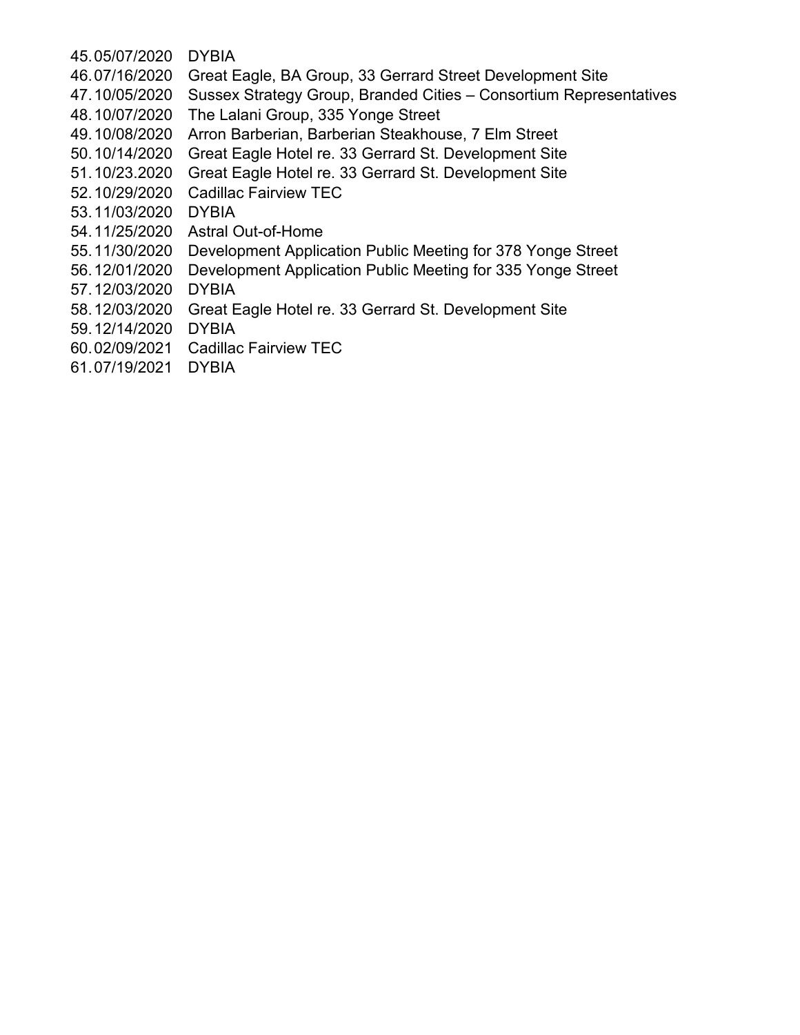45. 05/07/2020 DYBIA
46. 07/16/2020 Great Eagle, BA Group, 33 Gerrard Street Development Site
47. 10/05/2020 Sussex Strategy Group, Branded Cities – Consortium Representatives
48. 10/07/2020 The Lalani Group, 335 Yonge Street
49. 10/08/2020 Arron Barberian, Barberian Steakhouse, 7 Elm Street
50. 10/14/2020 Great Eagle Hotel re. 33 Gerrard St. Development Site
51. 10/23.2020 Great Eagle Hotel re. 33 Gerrard St. Development Site
52. 10/29/2020 Cadillac Fairview TEC
53. 11/03/2020 DYBIA
54. 11/25/2020 Astral Out-of-Home
55. 11/30/2020 Development Application Public Meeting for 378 Yonge Street
56. 12/01/2020 Development Application Public Meeting for 335 Yonge Street
57. 12/03/2020 DYBIA
58. 12/03/2020 Great Eagle Hotel re. 33 Gerrard St. Development Site
59. 12/14/2020 DYBIA
60. 02/09/2021 Cadillac Fairview TEC
61. 07/19/2021 DYBIA